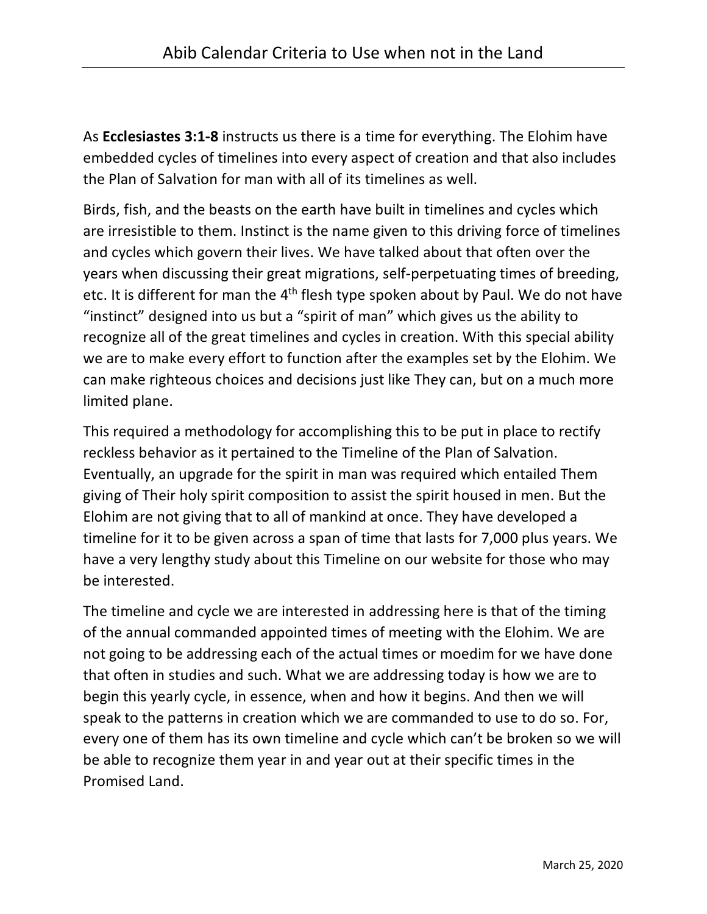# Abib Calendar Criteria to Use when not in the Land

As **Ecclesiastes 3:1-8** instructs us there is a time for everything. The Elohim have embedded cycles of timelines into every aspect of creation and that also includes the Plan of Salvation for man with all of its timelines as well.

Birds, fish, and the beasts on the earth have built in timelines and cycles which are irresistible to them. Instinct is the name given to this driving force of timelines and cycles which govern their lives. We have talked about that often over the years when discussing their great migrations, self-perpetuating times of breeding, etc. It is different for man the 4th flesh type spoken about by Paul. We do not have "instinct" designed into us but a "spirit of man" which gives us the ability to recognize all of the great timelines and cycles in creation. With this special ability we are to make every effort to function after the examples set by the Elohim. We can make righteous choices and decisions just like They can, but on a much more limited plane.

This required a methodology for accomplishing this to be put in place to rectify reckless behavior as it pertained to the Timeline of the Plan of Salvation. Eventually, an upgrade for the spirit in man was required which entailed Them giving of Their holy spirit composition to assist the spirit housed in men. But the Elohim are not giving that to all of mankind at once. They have developed a timeline for it to be given across a span of time that lasts for 7,000 plus years. We have a very lengthy study about this Timeline on our website for those who may be interested.

The timeline and cycle we are interested in addressing here is that of the timing of the annual commanded appointed times of meeting with the Elohim. We are not going to be addressing each of the actual times or moedim for we have done that often in studies and such. What we are addressing today is how we are to begin this yearly cycle, in essence, when and how it begins. And then we will speak to the patterns in creation which we are commanded to use to do so. For, every one of them has its own timeline and cycle which can't be broken so we will be able to recognize them year in and year out at their specific times in the Promised Land.

March 25, 2020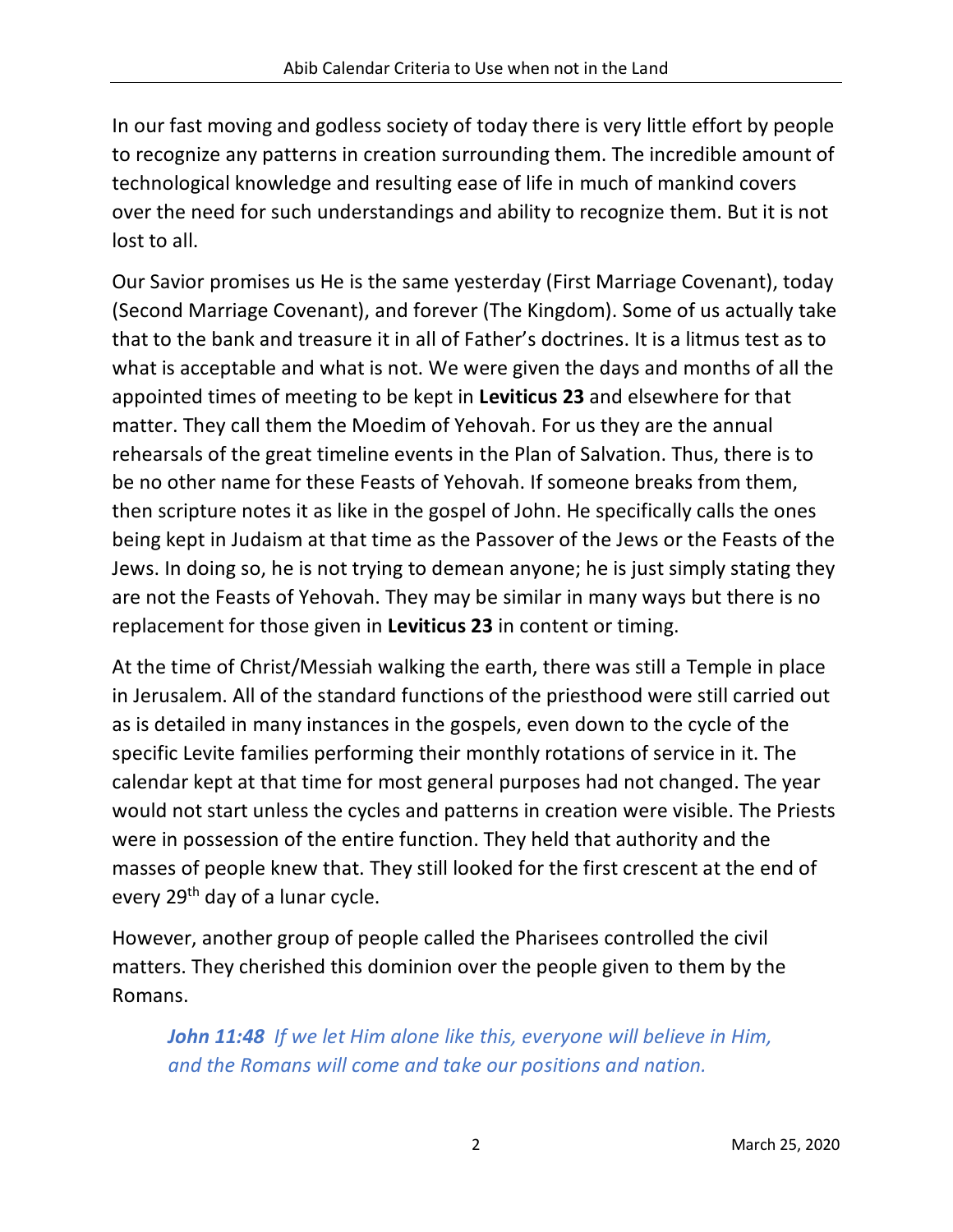In our fast moving and godless society of today there is very little effort by people to recognize any patterns in creation surrounding them. The incredible amount of technological knowledge and resulting ease of life in much of mankind covers over the need for such understandings and ability to recognize them. But it is not lost to all.

Our Savior promises us He is the same yesterday (First Marriage Covenant), today (Second Marriage Covenant), and forever (The Kingdom). Some of us actually take that to the bank and treasure it in all of Father's doctrines. It is a litmus test as to what is acceptable and what is not. We were given the days and months of all the appointed times of meeting to be kept in **Leviticus 23** and elsewhere for that matter. They call them the Moedim of Yehovah. For us they are the annual rehearsals of the great timeline events in the Plan of Salvation. Thus, there is to be no other name for these Feasts of Yehovah. If someone breaks from them, then scripture notes it as like in the gospel of John. He specifically calls the ones being kept in Judaism at that time as the Passover of the Jews or the Feasts of the Jews. In doing so, he is not trying to demean anyone; he is just simply stating they are not the Feasts of Yehovah. They may be similar in many ways but there is no replacement for those given in **Leviticus 23** in content or timing.

At the time of Christ/Messiah walking the earth, there was still a Temple in place in Jerusalem. All of the standard functions of the priesthood were still carried out as is detailed in many instances in the gospels, even down to the cycle of the specific Levite families performing their monthly rotations of service in it. The calendar kept at that time for most general purposes had not changed. The year would not start unless the cycles and patterns in creation were visible. The Priests were in possession of the entire function. They held that authority and the masses of people knew that. They still looked for the first crescent at the end of every 29th day of a lunar cycle.

However, another group of people called the Pharisees controlled the civil matters. They cherished this dominion over the people given to them by the Romans.

> ***John 11:48*** *If we let Him alone like this, everyone will believe in Him, and the Romans will come and take our positions and nation.*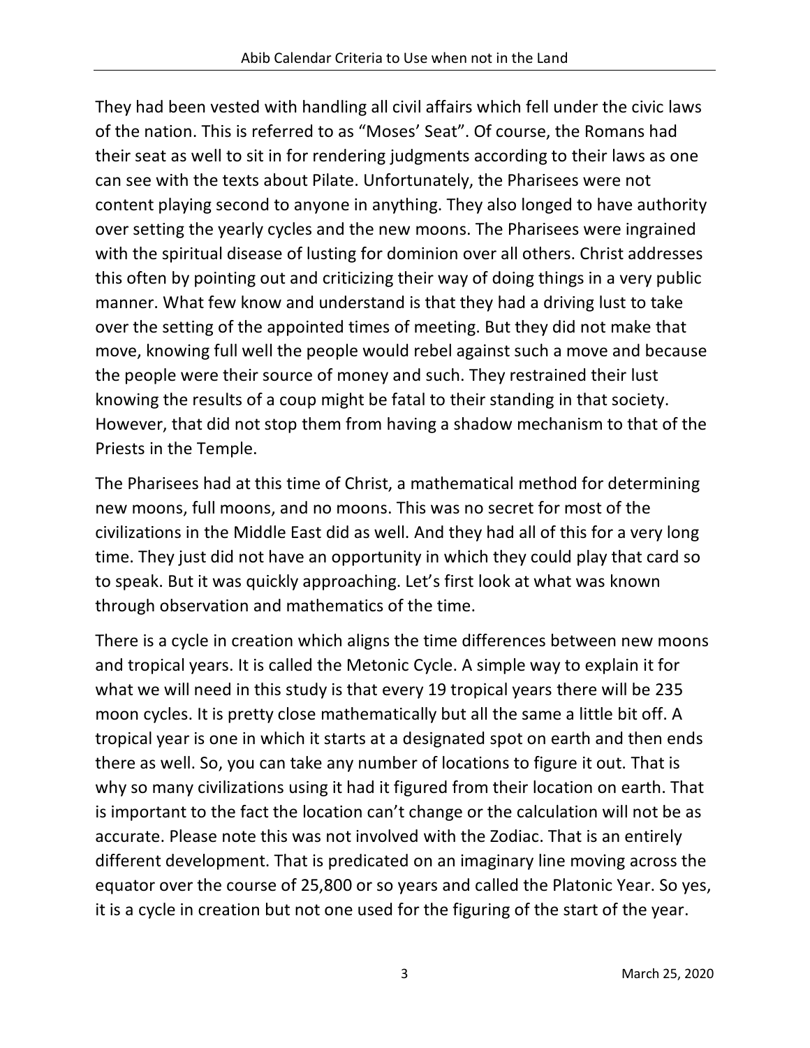They had been vested with handling all civil affairs which fell under the civic laws of the nation. This is referred to as "Moses' Seat". Of course, the Romans had their seat as well to sit in for rendering judgments according to their laws as one can see with the texts about Pilate. Unfortunately, the Pharisees were not content playing second to anyone in anything. They also longed to have authority over setting the yearly cycles and the new moons. The Pharisees were ingrained with the spiritual disease of lusting for dominion over all others. Christ addresses this often by pointing out and criticizing their way of doing things in a very public manner. What few know and understand is that they had a driving lust to take over the setting of the appointed times of meeting. But they did not make that move, knowing full well the people would rebel against such a move and because the people were their source of money and such. They restrained their lust knowing the results of a coup might be fatal to their standing in that society. However, that did not stop them from having a shadow mechanism to that of the Priests in the Temple.

The Pharisees had at this time of Christ, a mathematical method for determining new moons, full moons, and no moons. This was no secret for most of the civilizations in the Middle East did as well. And they had all of this for a very long time. They just did not have an opportunity in which they could play that card so to speak. But it was quickly approaching. Let's first look at what was known through observation and mathematics of the time.

There is a cycle in creation which aligns the time differences between new moons and tropical years. It is called the Metonic Cycle. A simple way to explain it for what we will need in this study is that every 19 tropical years there will be 235 moon cycles. It is pretty close mathematically but all the same a little bit off. A tropical year is one in which it starts at a designated spot on earth and then ends there as well. So, you can take any number of locations to figure it out. That is why so many civilizations using it had it figured from their location on earth. That is important to the fact the location can't change or the calculation will not be as accurate. Please note this was not involved with the Zodiac. That is an entirely different development. That is predicated on an imaginary line moving across the equator over the course of 25,800 or so years and called the Platonic Year. So yes, it is a cycle in creation but not one used for the figuring of the start of the year.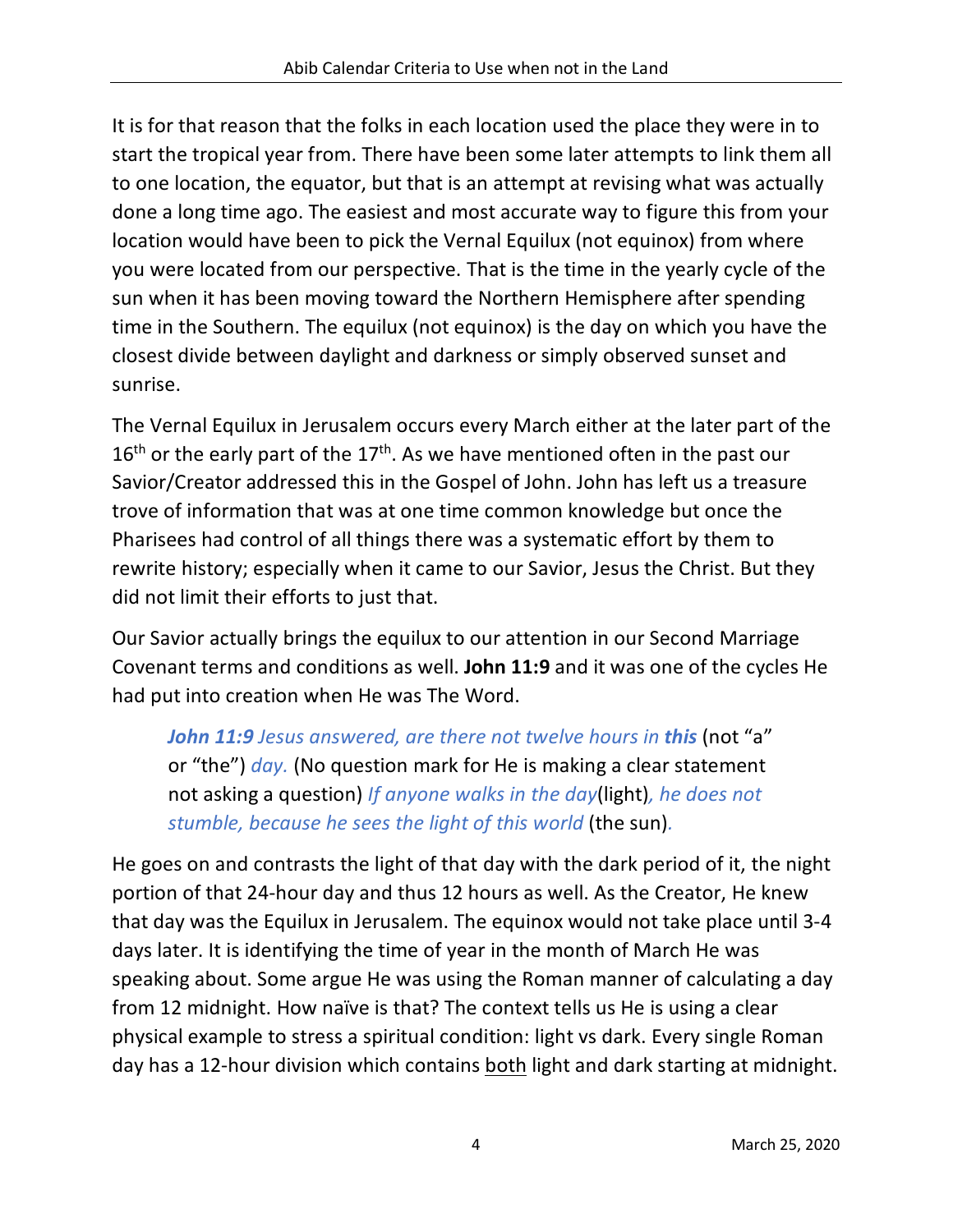It is for that reason that the folks in each location used the place they were in to start the tropical year from. There have been some later attempts to link them all to one location, the equator, but that is an attempt at revising what was actually done a long time ago. The easiest and most accurate way to figure this from your location would have been to pick the Vernal Equilux (not equinox) from where you were located from our perspective. That is the time in the yearly cycle of the sun when it has been moving toward the Northern Hemisphere after spending time in the Southern. The equilux (not equinox) is the day on which you have the closest divide between daylight and darkness or simply observed sunset and sunrise.

The Vernal Equilux in Jerusalem occurs every March either at the later part of the 16th or the early part of the 17th. As we have mentioned often in the past our Savior/Creator addressed this in the Gospel of John. John has left us a treasure trove of information that was at one time common knowledge but once the Pharisees had control of all things there was a systematic effort by them to rewrite history; especially when it came to our Savior, Jesus the Christ. But they did not limit their efforts to just that.

Our Savior actually brings the equilux to our attention in our Second Marriage Covenant terms and conditions as well. **John 11:9** and it was one of the cycles He had put into creation when He was The Word.

> ***John 11:9*** *Jesus answered, are there not twelve hours in* ***this*** (not "a" or "the") *day.* (No question mark for He is making a clear statement not asking a question) *If anyone walks in the day*(light)*, he does not stumble, because he sees the light of this world* (the sun)*.*

He goes on and contrasts the light of that day with the dark period of it, the night portion of that 24-hour day and thus 12 hours as well. As the Creator, He knew that day was the Equilux in Jerusalem. The equinox would not take place until 3-4 days later. It is identifying the time of year in the month of March He was speaking about. Some argue He was using the Roman manner of calculating a day from 12 midnight. How naïve is that? The context tells us He is using a clear physical example to stress a spiritual condition: light vs dark. Every single Roman day has a 12-hour division which contains <u>both</u> light and dark starting at midnight.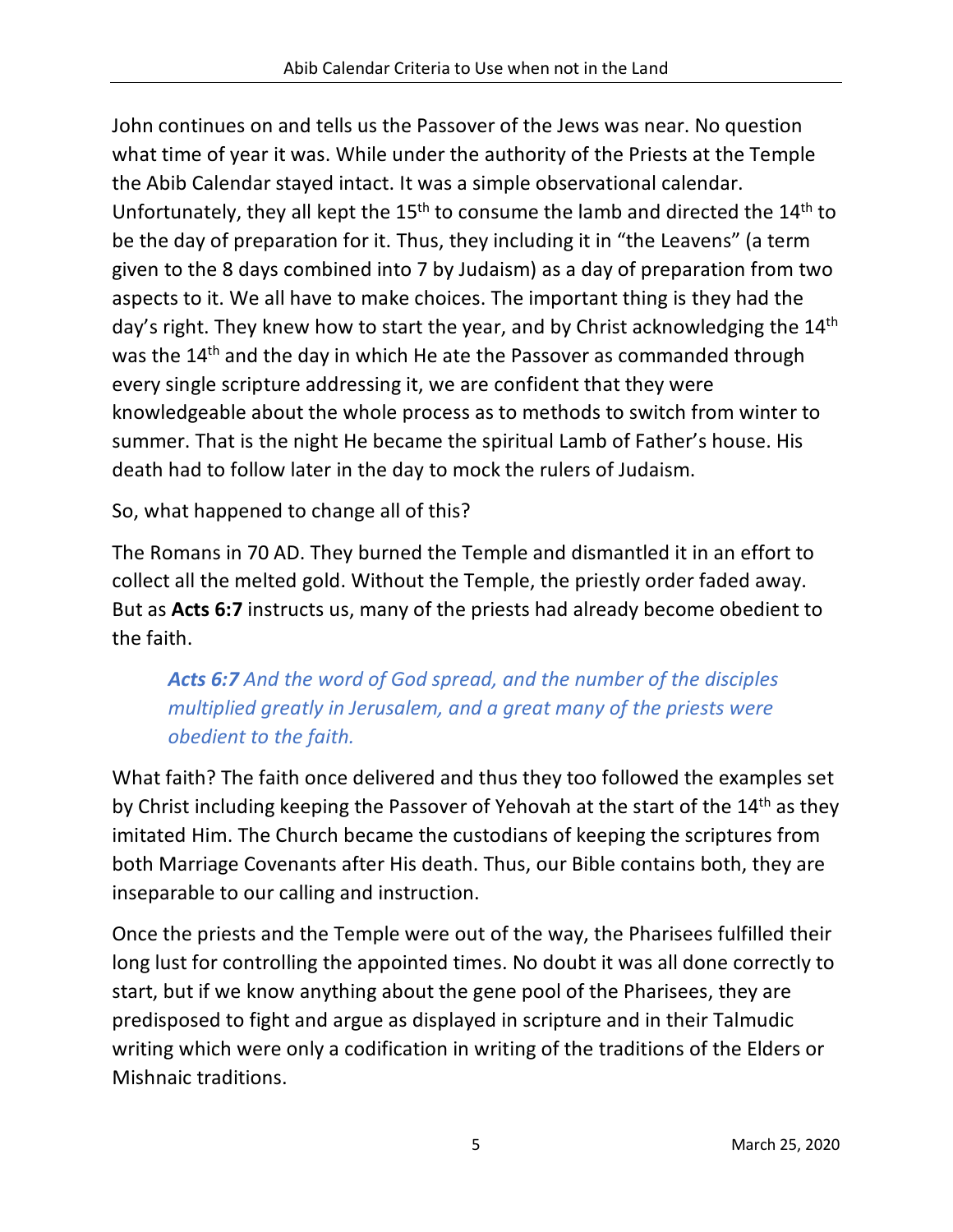John continues on and tells us the Passover of the Jews was near. No question what time of year it was. While under the authority of the Priests at the Temple the Abib Calendar stayed intact. It was a simple observational calendar. Unfortunately, they all kept the 15th to consume the lamb and directed the 14th to be the day of preparation for it. Thus, they including it in "the Leavens" (a term given to the 8 days combined into 7 by Judaism) as a day of preparation from two aspects to it. We all have to make choices. The important thing is they had the day's right. They knew how to start the year, and by Christ acknowledging the 14th was the 14th and the day in which He ate the Passover as commanded through every single scripture addressing it, we are confident that they were knowledgeable about the whole process as to methods to switch from winter to summer. That is the night He became the spiritual Lamb of Father's house. His death had to follow later in the day to mock the rulers of Judaism.

So, what happened to change all of this?

The Romans in 70 AD. They burned the Temple and dismantled it in an effort to collect all the melted gold. Without the Temple, the priestly order faded away. But as **Acts 6:7** instructs us, many of the priests had already become obedient to the faith.

> ***Acts 6:7*** *And the word of God spread, and the number of the disciples multiplied greatly in Jerusalem, and a great many of the priests were obedient to the faith.*

What faith? The faith once delivered and thus they too followed the examples set by Christ including keeping the Passover of Yehovah at the start of the 14th as they imitated Him. The Church became the custodians of keeping the scriptures from both Marriage Covenants after His death. Thus, our Bible contains both, they are inseparable to our calling and instruction.

Once the priests and the Temple were out of the way, the Pharisees fulfilled their long lust for controlling the appointed times. No doubt it was all done correctly to start, but if we know anything about the gene pool of the Pharisees, they are predisposed to fight and argue as displayed in scripture and in their Talmudic writing which were only a codification in writing of the traditions of the Elders or Mishnaic traditions.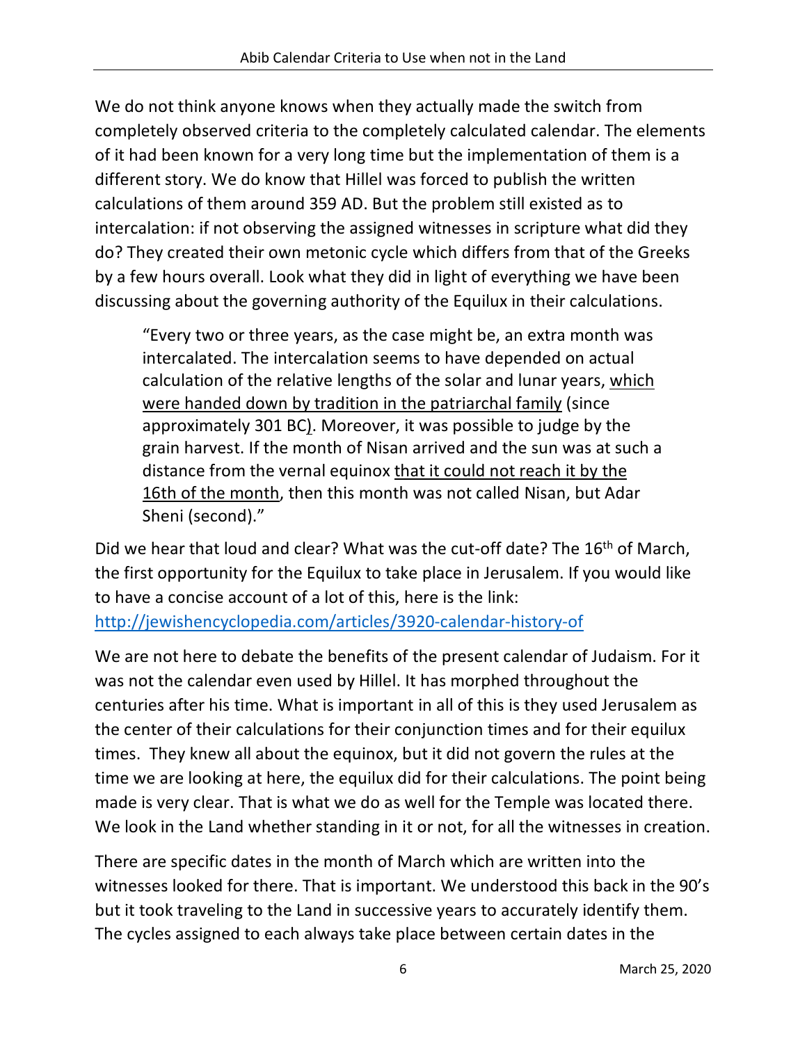We do not think anyone knows when they actually made the switch from completely observed criteria to the completely calculated calendar. The elements of it had been known for a very long time but the implementation of them is a different story. We do know that Hillel was forced to publish the written calculations of them around 359 AD. But the problem still existed as to intercalation: if not observing the assigned witnesses in scripture what did they do? They created their own metonic cycle which differs from that of the Greeks by a few hours overall. Look what they did in light of everything we have been discussing about the governing authority of the Equilux in their calculations.

> "Every two or three years, as the case might be, an extra month was intercalated. The intercalation seems to have depended on actual calculation of the relative lengths of the solar and lunar years, <u>which were handed down by tradition in the patriarchal family</u> (since approximately 301 BC<u>)</u>. Moreover, it was possible to judge by the grain harvest. If the month of Nisan arrived and the sun was at such a distance from the vernal equinox <u>that it could not reach it by the 16th of the month</u>, then this month was not called Nisan, but Adar Sheni (second)."

Did we hear that loud and clear? What was the cut-off date? The 16th of March, the first opportunity for the Equilux to take place in Jerusalem. If you would like to have a concise account of a lot of this, here is the link: [http://jewishencyclopedia.com/articles/3920-calendar-history-of](http://jewishencyclopedia.com/articles/3920-calendar-history-of)

We are not here to debate the benefits of the present calendar of Judaism. For it was not the calendar even used by Hillel. It has morphed throughout the centuries after his time. What is important in all of this is they used Jerusalem as the center of their calculations for their conjunction times and for their equilux times. They knew all about the equinox, but it did not govern the rules at the time we are looking at here, the equilux did for their calculations. The point being made is very clear. That is what we do as well for the Temple was located there. We look in the Land whether standing in it or not, for all the witnesses in creation.

There are specific dates in the month of March which are written into the witnesses looked for there. That is important. We understood this back in the 90's but it took traveling to the Land in successive years to accurately identify them. The cycles assigned to each always take place between certain dates in the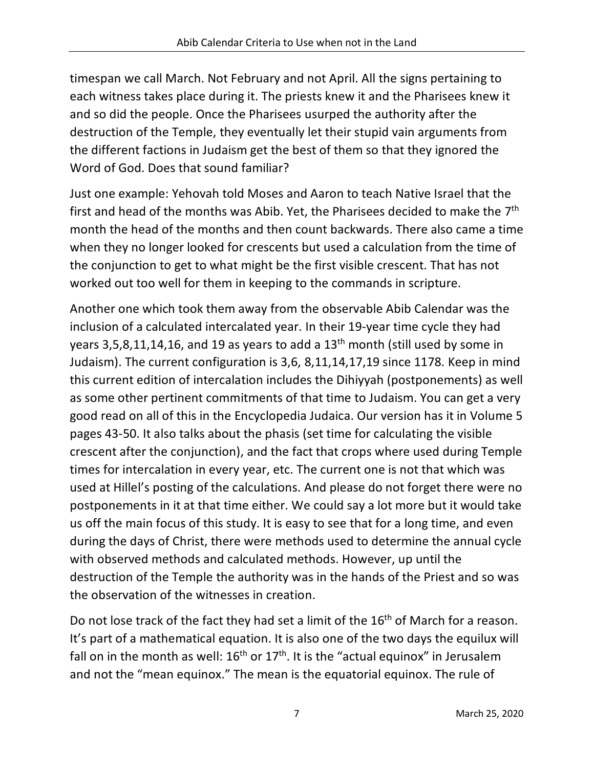timespan we call March. Not February and not April. All the signs pertaining to each witness takes place during it. The priests knew it and the Pharisees knew it and so did the people. Once the Pharisees usurped the authority after the destruction of the Temple, they eventually let their stupid vain arguments from the different factions in Judaism get the best of them so that they ignored the Word of God. Does that sound familiar?

Just one example: Yehovah told Moses and Aaron to teach Native Israel that the first and head of the months was Abib. Yet, the Pharisees decided to make the 7th month the head of the months and then count backwards. There also came a time when they no longer looked for crescents but used a calculation from the time of the conjunction to get to what might be the first visible crescent. That has not worked out too well for them in keeping to the commands in scripture.

Another one which took them away from the observable Abib Calendar was the inclusion of a calculated intercalated year. In their 19-year time cycle they had years 3,5,8,11,14,16, and 19 as years to add a 13th month (still used by some in Judaism). The current configuration is 3,6, 8,11,14,17,19 since 1178. Keep in mind this current edition of intercalation includes the Dihiyyah (postponements) as well as some other pertinent commitments of that time to Judaism. You can get a very good read on all of this in the Encyclopedia Judaica. Our version has it in Volume 5 pages 43-50. It also talks about the phasis (set time for calculating the visible crescent after the conjunction), and the fact that crops where used during Temple times for intercalation in every year, etc. The current one is not that which was used at Hillel's posting of the calculations. And please do not forget there were no postponements in it at that time either. We could say a lot more but it would take us off the main focus of this study. It is easy to see that for a long time, and even during the days of Christ, there were methods used to determine the annual cycle with observed methods and calculated methods. However, up until the destruction of the Temple the authority was in the hands of the Priest and so was the observation of the witnesses in creation.

Do not lose track of the fact they had set a limit of the 16th of March for a reason. It's part of a mathematical equation. It is also one of the two days the equilux will fall on in the month as well: 16th or 17th. It is the "actual equinox" in Jerusalem and not the "mean equinox." The mean is the equatorial equinox. The rule of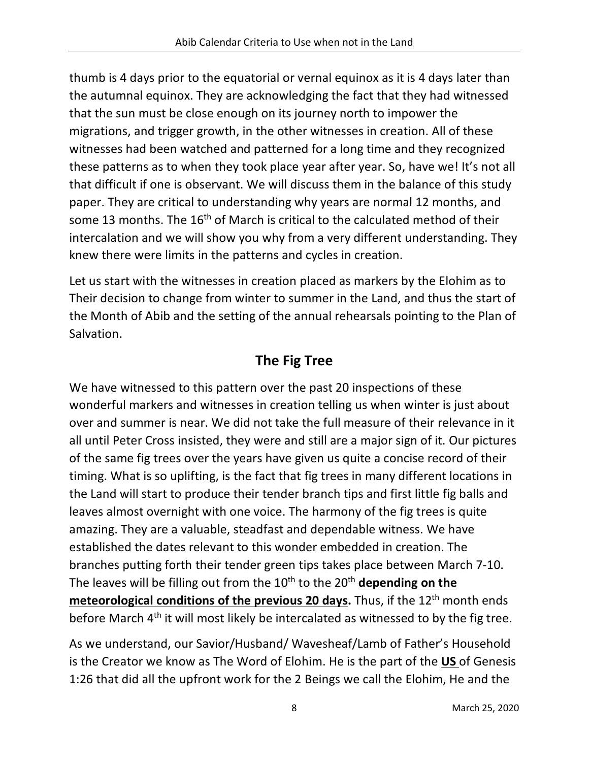thumb is 4 days prior to the equatorial or vernal equinox as it is 4 days later than the autumnal equinox. They are acknowledging the fact that they had witnessed that the sun must be close enough on its journey north to impower the migrations, and trigger growth, in the other witnesses in creation. All of these witnesses had been watched and patterned for a long time and they recognized these patterns as to when they took place year after year. So, have we! It's not all that difficult if one is observant. We will discuss them in the balance of this study paper. They are critical to understanding why years are normal 12 months, and some 13 months. The 16th of March is critical to the calculated method of their intercalation and we will show you why from a very different understanding. They knew there were limits in the patterns and cycles in creation.

Let us start with the witnesses in creation placed as markers by the Elohim as to Their decision to change from winter to summer in the Land, and thus the start of the Month of Abib and the setting of the annual rehearsals pointing to the Plan of Salvation.

## The Fig Tree

We have witnessed to this pattern over the past 20 inspections of these wonderful markers and witnesses in creation telling us when winter is just about over and summer is near. We did not take the full measure of their relevance in it all until Peter Cross insisted, they were and still are a major sign of it. Our pictures of the same fig trees over the years have given us quite a concise record of their timing. What is so uplifting, is the fact that fig trees in many different locations in the Land will start to produce their tender branch tips and first little fig balls and leaves almost overnight with one voice. The harmony of the fig trees is quite amazing. They are a valuable, steadfast and dependable witness. We have established the dates relevant to this wonder embedded in creation. The branches putting forth their tender green tips takes place between March 7-10. The leaves will be filling out from the 10th to the 20th **depending on the meteorological conditions of the previous 20 days.** Thus, if the 12th month ends before March 4th it will most likely be intercalated as witnessed to by the fig tree.

As we understand, our Savior/Husband/ Wavesheaf/Lamb of Father's Household is the Creator we know as The Word of Elohim. He is the part of the **US** of Genesis 1:26 that did all the upfront work for the 2 Beings we call the Elohim, He and the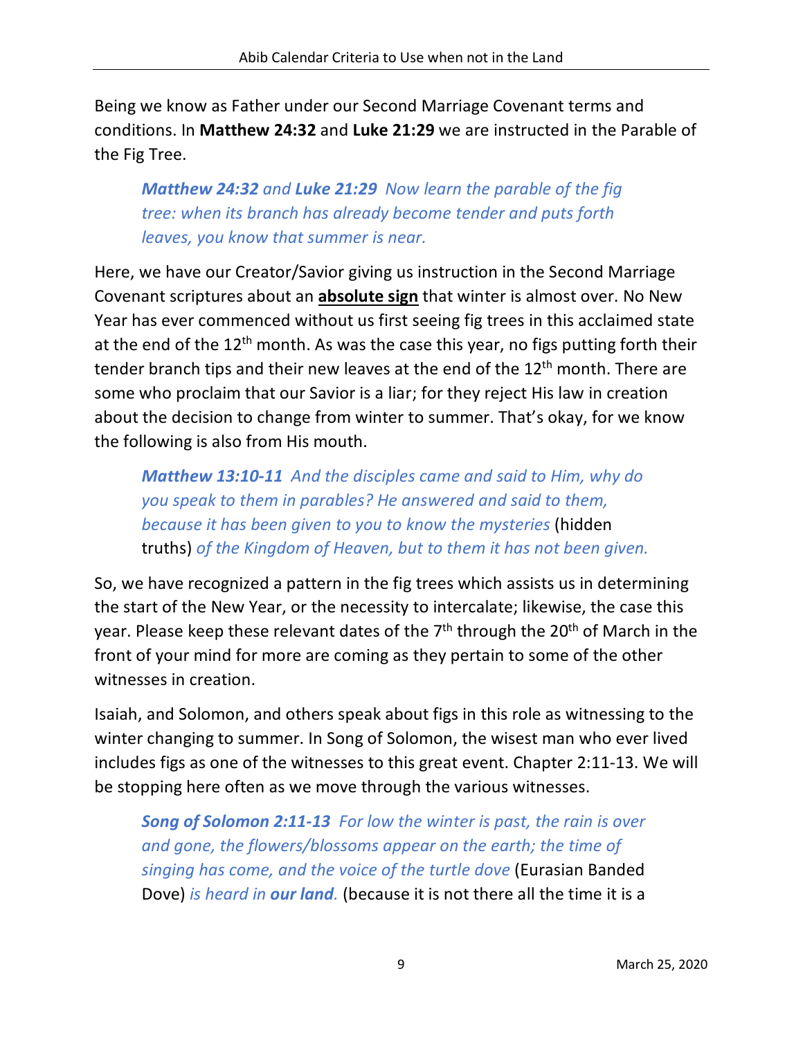Being we know as Father under our Second Marriage Covenant terms and conditions. In **Matthew 24:32** and **Luke 21:29** we are instructed in the Parable of the Fig Tree.

> ***Matthew 24:32*** *and* ***Luke 21:29*** *Now learn the parable of the fig tree: when its branch has already become tender and puts forth leaves, you know that summer is near.*

Here, we have our Creator/Savior giving us instruction in the Second Marriage Covenant scriptures about an **absolute sign** that winter is almost over. No New Year has ever commenced without us first seeing fig trees in this acclaimed state at the end of the 12th month. As was the case this year, no figs putting forth their tender branch tips and their new leaves at the end of the 12th month. There are some who proclaim that our Savior is a liar; for they reject His law in creation about the decision to change from winter to summer. That's okay, for we know the following is also from His mouth.

> ***Matthew 13:10-11*** *And the disciples came and said to Him, why do you speak to them in parables? He answered and said to them, because it has been given to you to know the mysteries* (hidden truths) *of the Kingdom of Heaven, but to them it has not been given.*

So, we have recognized a pattern in the fig trees which assists us in determining the start of the New Year, or the necessity to intercalate; likewise, the case this year. Please keep these relevant dates of the 7th through the 20th of March in the front of your mind for more are coming as they pertain to some of the other witnesses in creation.

Isaiah, and Solomon, and others speak about figs in this role as witnessing to the winter changing to summer. In Song of Solomon, the wisest man who ever lived includes figs as one of the witnesses to this great event. Chapter 2:11-13. We will be stopping here often as we move through the various witnesses.

> ***Song of Solomon 2:11-13*** *For low the winter is past, the rain is over and gone, the flowers/blossoms appear on the earth; the time of singing has come, and the voice of the turtle dove* (Eurasian Banded Dove) *is heard in* ***our land****.* (because it is not there all the time it is a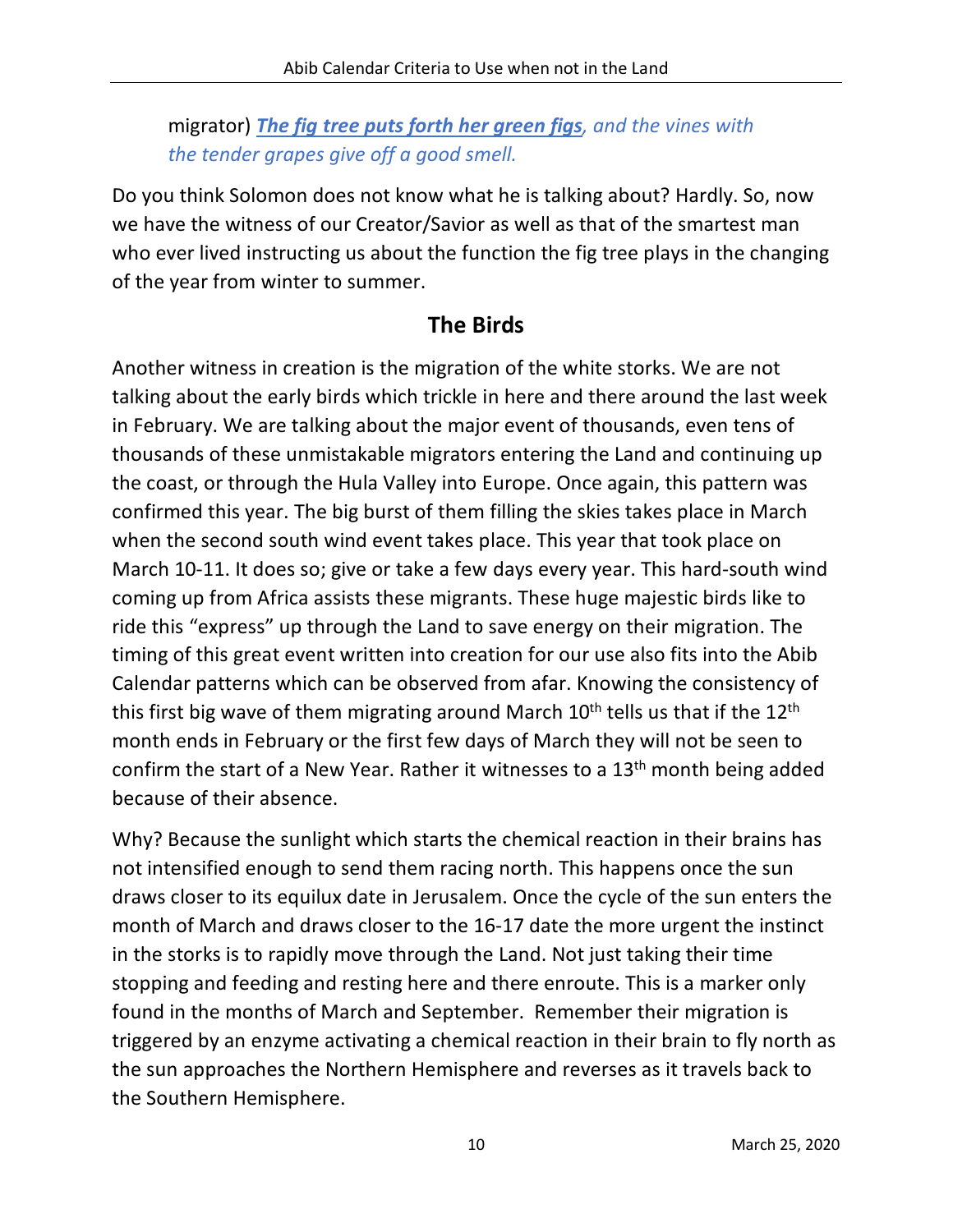migrator) ***The fig tree puts forth her green figs****, and the vines with the tender grapes give off a good smell.*

Do you think Solomon does not know what he is talking about? Hardly. So, now we have the witness of our Creator/Savior as well as that of the smartest man who ever lived instructing us about the function the fig tree plays in the changing of the year from winter to summer.

## The Birds

Another witness in creation is the migration of the white storks. We are not talking about the early birds which trickle in here and there around the last week in February. We are talking about the major event of thousands, even tens of thousands of these unmistakable migrators entering the Land and continuing up the coast, or through the Hula Valley into Europe. Once again, this pattern was confirmed this year. The big burst of them filling the skies takes place in March when the second south wind event takes place. This year that took place on March 10-11. It does so; give or take a few days every year. This hard-south wind coming up from Africa assists these migrants. These huge majestic birds like to ride this "express" up through the Land to save energy on their migration. The timing of this great event written into creation for our use also fits into the Abib Calendar patterns which can be observed from afar. Knowing the consistency of this first big wave of them migrating around March 10th tells us that if the 12th month ends in February or the first few days of March they will not be seen to confirm the start of a New Year. Rather it witnesses to a 13th month being added because of their absence.

Why? Because the sunlight which starts the chemical reaction in their brains has not intensified enough to send them racing north. This happens once the sun draws closer to its equilux date in Jerusalem. Once the cycle of the sun enters the month of March and draws closer to the 16-17 date the more urgent the instinct in the storks is to rapidly move through the Land. Not just taking their time stopping and feeding and resting here and there enroute. This is a marker only found in the months of March and September. Remember their migration is triggered by an enzyme activating a chemical reaction in their brain to fly north as the sun approaches the Northern Hemisphere and reverses as it travels back to the Southern Hemisphere.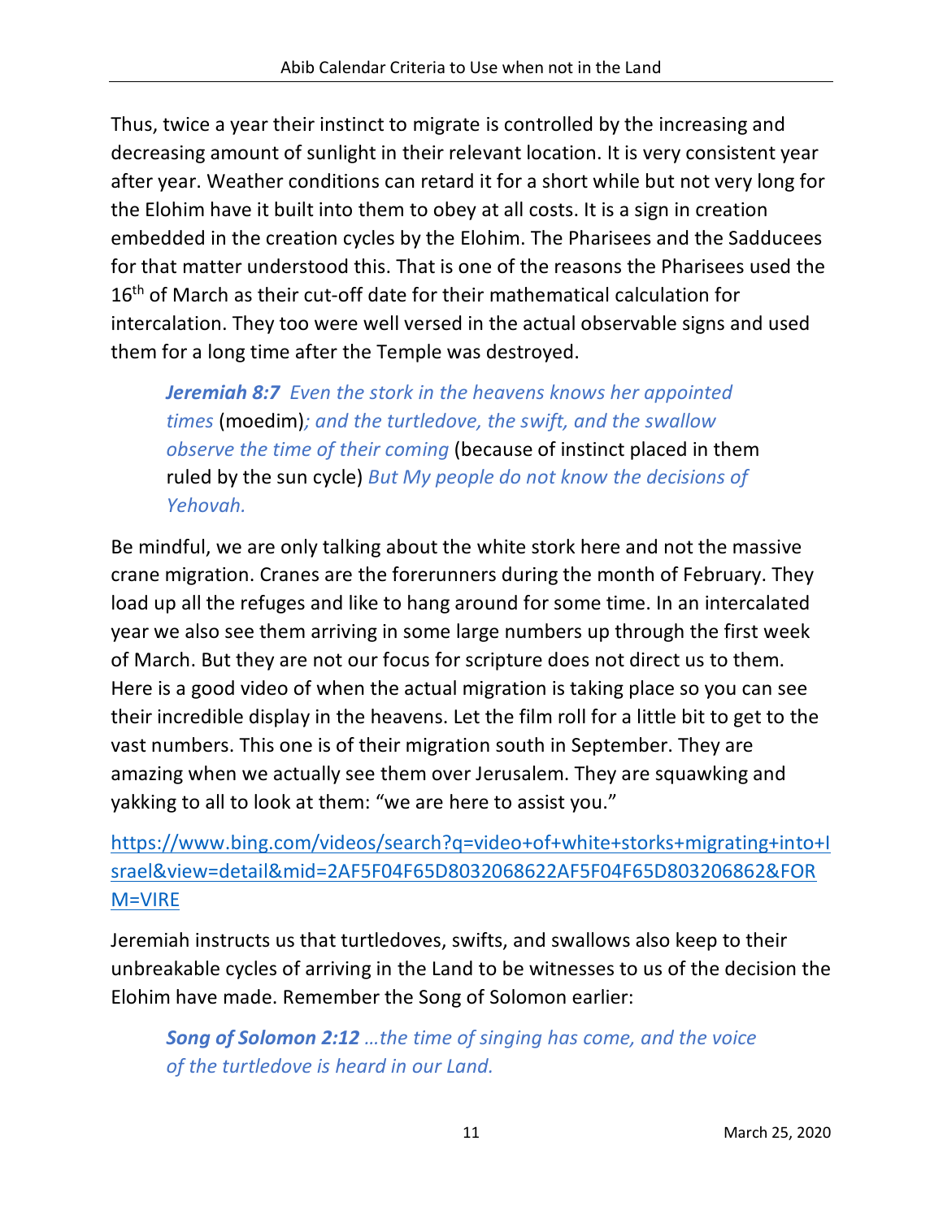Thus, twice a year their instinct to migrate is controlled by the increasing and decreasing amount of sunlight in their relevant location. It is very consistent year after year. Weather conditions can retard it for a short while but not very long for the Elohim have it built into them to obey at all costs. It is a sign in creation embedded in the creation cycles by the Elohim. The Pharisees and the Sadducees for that matter understood this. That is one of the reasons the Pharisees used the 16th of March as their cut-off date for their mathematical calculation for intercalation. They too were well versed in the actual observable signs and used them for a long time after the Temple was destroyed.

> ***Jeremiah 8:7*** *Even the stork in the heavens knows her appointed times* (moedim)*; and the turtledove, the swift, and the swallow observe the time of their coming* (because of instinct placed in them ruled by the sun cycle) *But My people do not know the decisions of Yehovah.*

Be mindful, we are only talking about the white stork here and not the massive crane migration. Cranes are the forerunners during the month of February. They load up all the refuges and like to hang around for some time. In an intercalated year we also see them arriving in some large numbers up through the first week of March. But they are not our focus for scripture does not direct us to them. Here is a good video of when the actual migration is taking place so you can see their incredible display in the heavens. Let the film roll for a little bit to get to the vast numbers. This one is of their migration south in September. They are amazing when we actually see them over Jerusalem. They are squawking and yakking to all to look at them: "we are here to assist you."

https://www.bing.com/videos/search?q=video+of+white+storks+migrating+into+Israel&view=detail&mid=2AF5F04F65D8032068622AF5F04F65D803206862&FORM=VIRE

Jeremiah instructs us that turtledoves, swifts, and swallows also keep to their unbreakable cycles of arriving in the Land to be witnesses to us of the decision the Elohim have made. Remember the Song of Solomon earlier:

> ***Song of Solomon 2:12*** *…the time of singing has come, and the voice of the turtledove is heard in our Land.*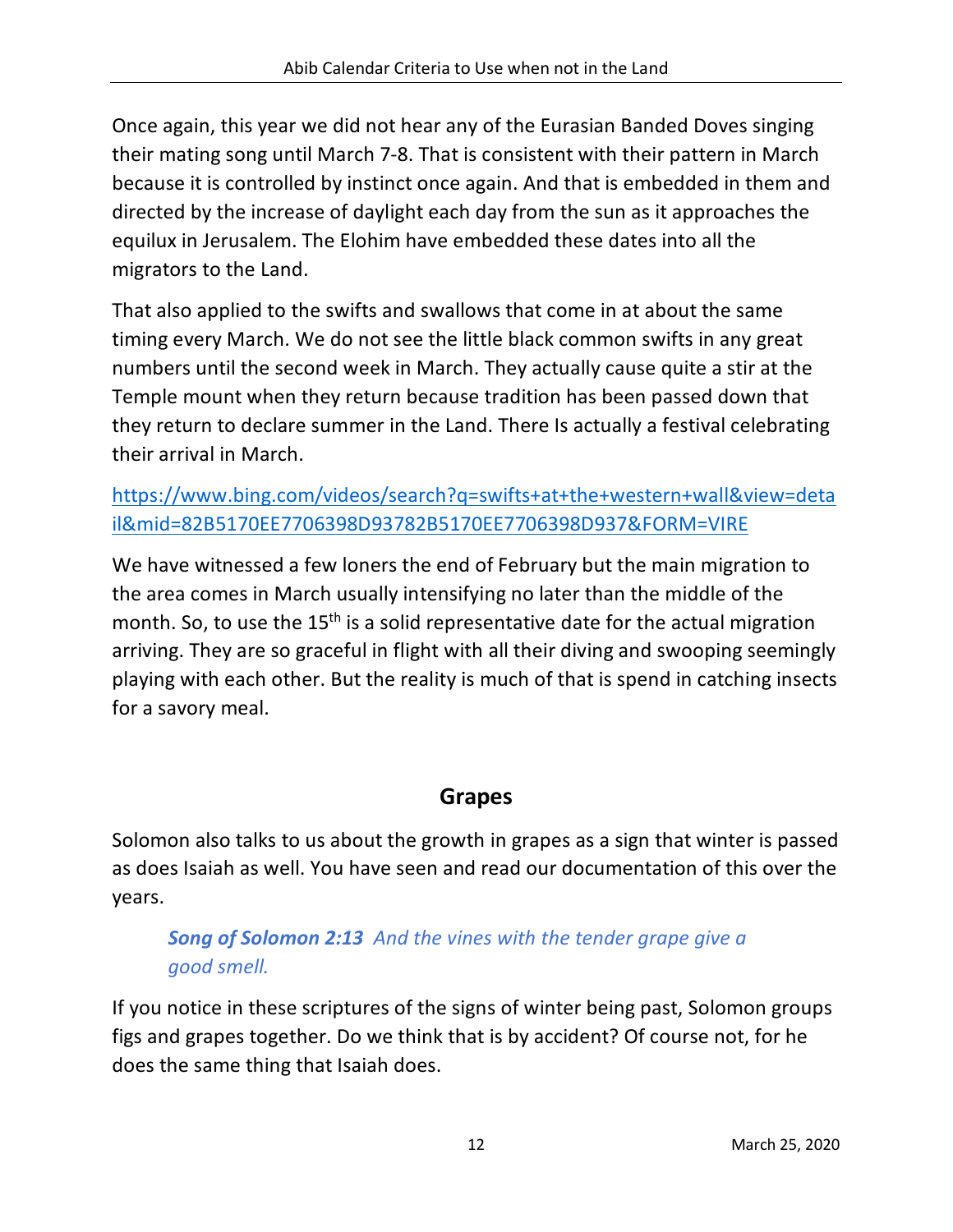Once again, this year we did not hear any of the Eurasian Banded Doves singing their mating song until March 7-8. That is consistent with their pattern in March because it is controlled by instinct once again. And that is embedded in them and directed by the increase of daylight each day from the sun as it approaches the equilux in Jerusalem. The Elohim have embedded these dates into all the migrators to the Land.

That also applied to the swifts and swallows that come in at about the same timing every March. We do not see the little black common swifts in any great numbers until the second week in March. They actually cause quite a stir at the Temple mount when they return because tradition has been passed down that they return to declare summer in the Land. There Is actually a festival celebrating their arrival in March.

https://www.bing.com/videos/search?q=swifts+at+the+western+wall&view=detail&mid=82B5170EE7706398D93782B5170EE7706398D937&FORM=VIRE

We have witnessed a few loners the end of February but the main migration to the area comes in March usually intensifying no later than the middle of the month. So, to use the 15th is a solid representative date for the actual migration arriving. They are so graceful in flight with all their diving and swooping seemingly playing with each other. But the reality is much of that is spend in catching insects for a savory meal.

## Grapes

Solomon also talks to us about the growth in grapes as a sign that winter is passed as does Isaiah as well. You have seen and read our documentation of this over the years.

> ***Song of Solomon 2:13*** *And the vines with the tender grape give a good smell.*

If you notice in these scriptures of the signs of winter being past, Solomon groups figs and grapes together. Do we think that is by accident? Of course not, for he does the same thing that Isaiah does.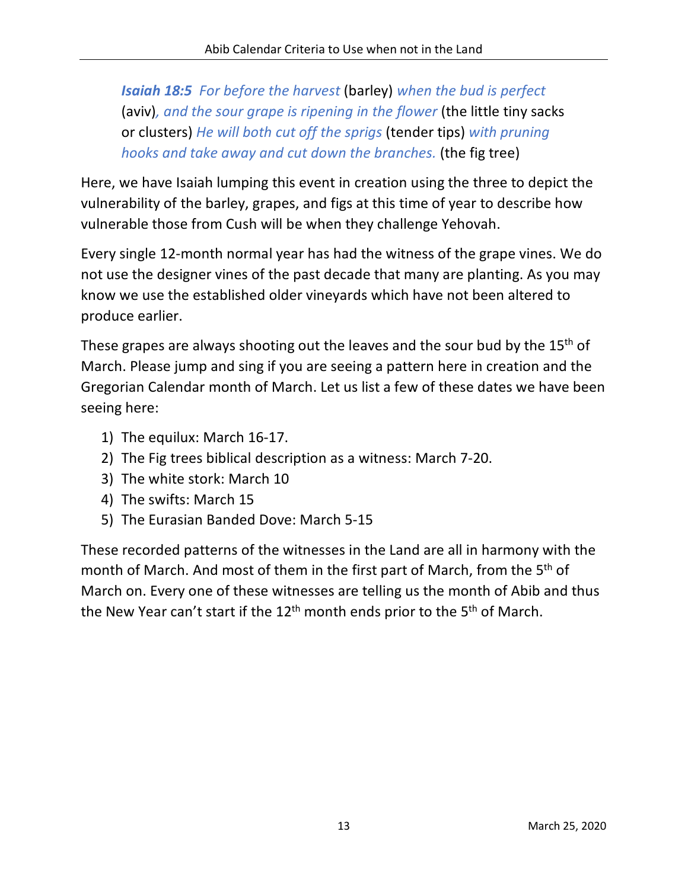*Isaiah 18:5 For before the harvest* (barley) *when the bud is perfect* (aviv)*, and the sour grape is ripening in the flower* (the little tiny sacks or clusters) *He will both cut off the sprigs* (tender tips) *with pruning hooks and take away and cut down the branches.* (the fig tree)

Here, we have Isaiah lumping this event in creation using the three to depict the vulnerability of the barley, grapes, and figs at this time of year to describe how vulnerable those from Cush will be when they challenge Yehovah.

Every single 12-month normal year has had the witness of the grape vines. We do not use the designer vines of the past decade that many are planting. As you may know we use the established older vineyards which have not been altered to produce earlier.

These grapes are always shooting out the leaves and the sour bud by the 15th of March. Please jump and sing if you are seeing a pattern here in creation and the Gregorian Calendar month of March. Let us list a few of these dates we have been seeing here:

1) The equilux: March 16-17.
2) The Fig trees biblical description as a witness: March 7-20.
3) The white stork: March 10
4) The swifts: March 15
5) The Eurasian Banded Dove: March 5-15

These recorded patterns of the witnesses in the Land are all in harmony with the month of March. And most of them in the first part of March, from the 5th of March on. Every one of these witnesses are telling us the month of Abib and thus the New Year can't start if the 12th month ends prior to the 5th of March.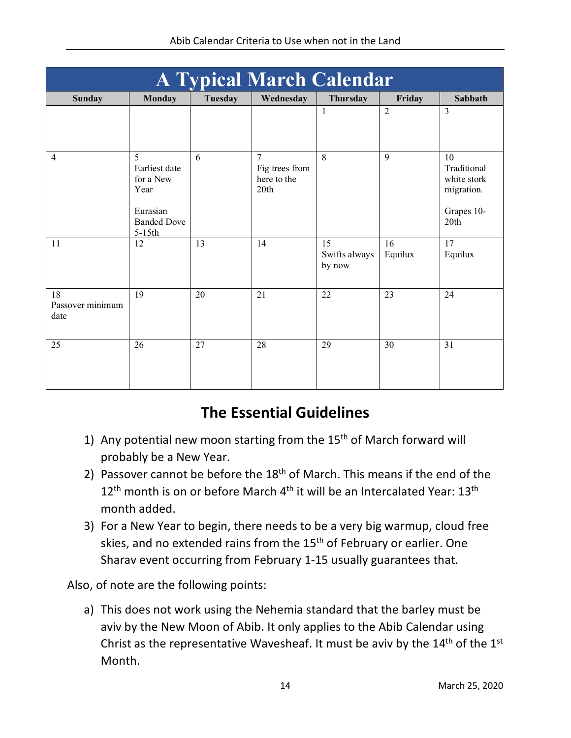| A Typical March Calendar | | | | | | |
|---|---|---|---|---|---|---|
| **Sunday** | **Monday** | **Tuesday** | **Wednesday** | **Thursday** | **Friday** | **Sabbath** |
| | | | | 1 | 2 | 3 |
| 4 | 5 Earliest date for a New Year<br><br>Eurasian Banded Dove 5-15th | 6 | 7 Fig trees from here to the 20th | 8 | 9 | 10 Traditional white stork migration.<br><br>Grapes 10-20th |
| 11 | 12 | 13 | 14 | 15 Swifts always by now | 16 Equilux | 17 Equilux |
| 18 Passover minimum date | 19 | 20 | 21 | 22 | 23 | 24 |
| 25 | 26 | 27 | 28 | 29 | 30 | 31 |

## The Essential Guidelines

1) Any potential new moon starting from the 15th of March forward will probably be a New Year.
2) Passover cannot be before the 18th of March. This means if the end of the 12th month is on or before March 4th it will be an Intercalated Year: 13th month added.
3) For a New Year to begin, there needs to be a very big warmup, cloud free skies, and no extended rains from the 15th of February or earlier. One Sharav event occurring from February 1-15 usually guarantees that.

Also, of note are the following points:

a) This does not work using the Nehemia standard that the barley must be aviv by the New Moon of Abib. It only applies to the Abib Calendar using Christ as the representative Wavesheaf. It must be aviv by the 14th of the 1st Month.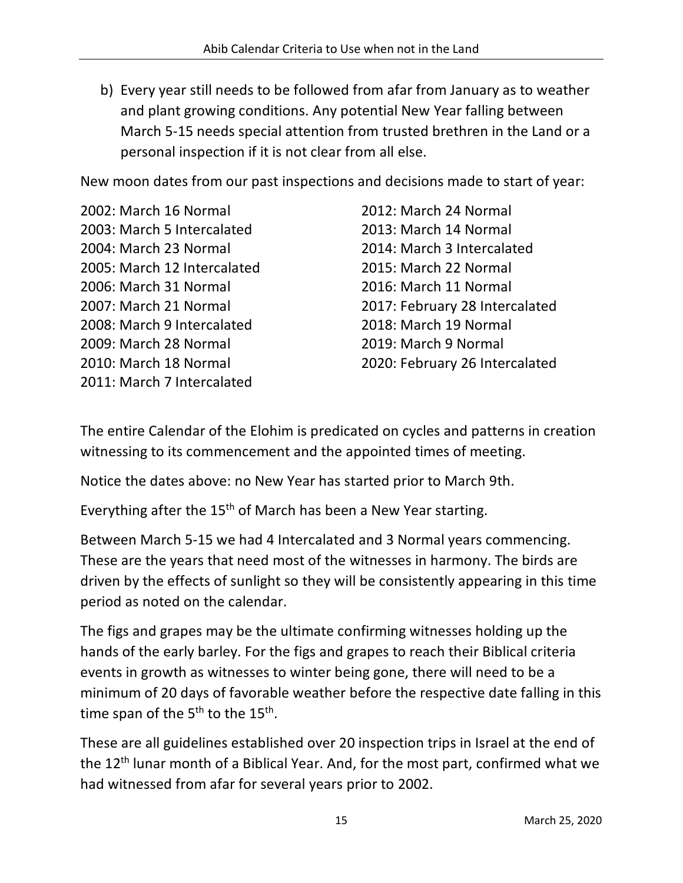b) Every year still needs to be followed from afar from January as to weather and plant growing conditions. Any potential New Year falling between March 5-15 needs special attention from trusted brethren in the Land or a personal inspection if it is not clear from all else.

New moon dates from our past inspections and decisions made to start of year:

2002: March 16 Normal
2003: March 5 Intercalated
2004: March 23 Normal
2005: March 12 Intercalated
2006: March 31 Normal
2007: March 21 Normal
2008: March 9 Intercalated
2009: March 28 Normal
2010: March 18 Normal
2011: March 7 Intercalated
2012: March 24 Normal
2013: March 14 Normal
2014: March 3 Intercalated
2015: March 22 Normal
2016: March 11 Normal
2017: February 28 Intercalated
2018: March 19 Normal
2019: March 9 Normal
2020: February 26 Intercalated

The entire Calendar of the Elohim is predicated on cycles and patterns in creation witnessing to its commencement and the appointed times of meeting.

Notice the dates above: no New Year has started prior to March 9th.

Everything after the 15th of March has been a New Year starting.

Between March 5-15 we had 4 Intercalated and 3 Normal years commencing. These are the years that need most of the witnesses in harmony. The birds are driven by the effects of sunlight so they will be consistently appearing in this time period as noted on the calendar.

The figs and grapes may be the ultimate confirming witnesses holding up the hands of the early barley. For the figs and grapes to reach their Biblical criteria events in growth as witnesses to winter being gone, there will need to be a minimum of 20 days of favorable weather before the respective date falling in this time span of the 5th to the 15th.

These are all guidelines established over 20 inspection trips in Israel at the end of the 12th lunar month of a Biblical Year. And, for the most part, confirmed what we had witnessed from afar for several years prior to 2002.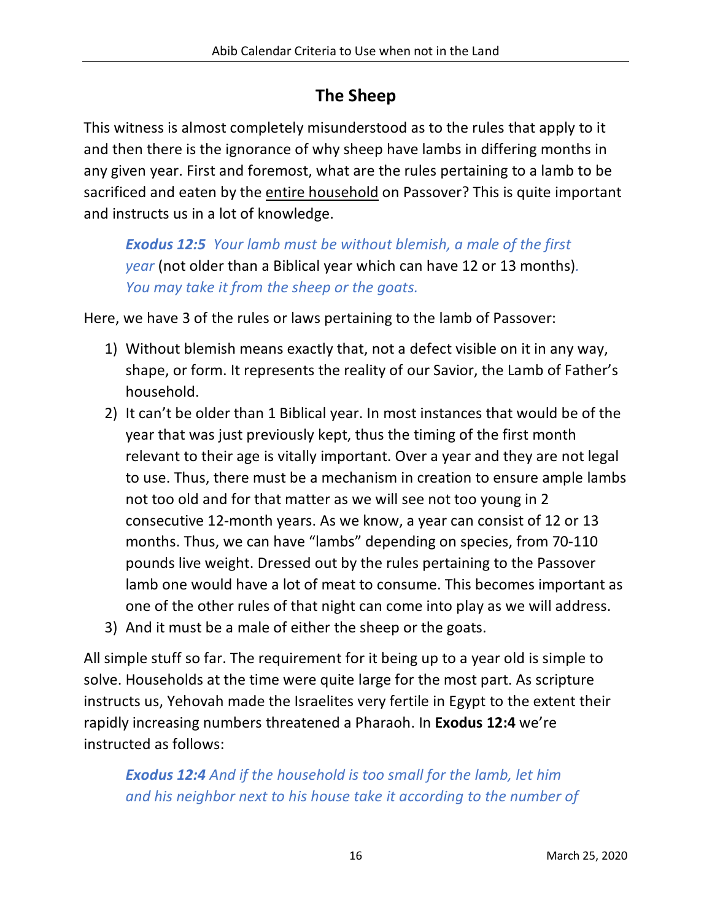## The Sheep

This witness is almost completely misunderstood as to the rules that apply to it and then there is the ignorance of why sheep have lambs in differing months in any given year. First and foremost, what are the rules pertaining to a lamb to be sacrificed and eaten by the <u>entire household</u> on Passover? This is quite important and instructs us in a lot of knowledge.

> ***Exodus 12:5*** *Your lamb must be without blemish, a male of the first year* (not older than a Biblical year which can have 12 or 13 months)*. You may take it from the sheep or the goats.*

Here, we have 3 of the rules or laws pertaining to the lamb of Passover:

1) Without blemish means exactly that, not a defect visible on it in any way, shape, or form. It represents the reality of our Savior, the Lamb of Father's household.
2) It can't be older than 1 Biblical year. In most instances that would be of the year that was just previously kept, thus the timing of the first month relevant to their age is vitally important. Over a year and they are not legal to use. Thus, there must be a mechanism in creation to ensure ample lambs not too old and for that matter as we will see not too young in 2 consecutive 12-month years. As we know, a year can consist of 12 or 13 months. Thus, we can have "lambs" depending on species, from 70-110 pounds live weight. Dressed out by the rules pertaining to the Passover lamb one would have a lot of meat to consume. This becomes important as one of the other rules of that night can come into play as we will address.
3) And it must be a male of either the sheep or the goats.

All simple stuff so far. The requirement for it being up to a year old is simple to solve. Households at the time were quite large for the most part. As scripture instructs us, Yehovah made the Israelites very fertile in Egypt to the extent their rapidly increasing numbers threatened a Pharaoh. In **Exodus 12:4** we're instructed as follows:

> ***Exodus 12:4*** *And if the household is too small for the lamb, let him and his neighbor next to his house take it according to the number of*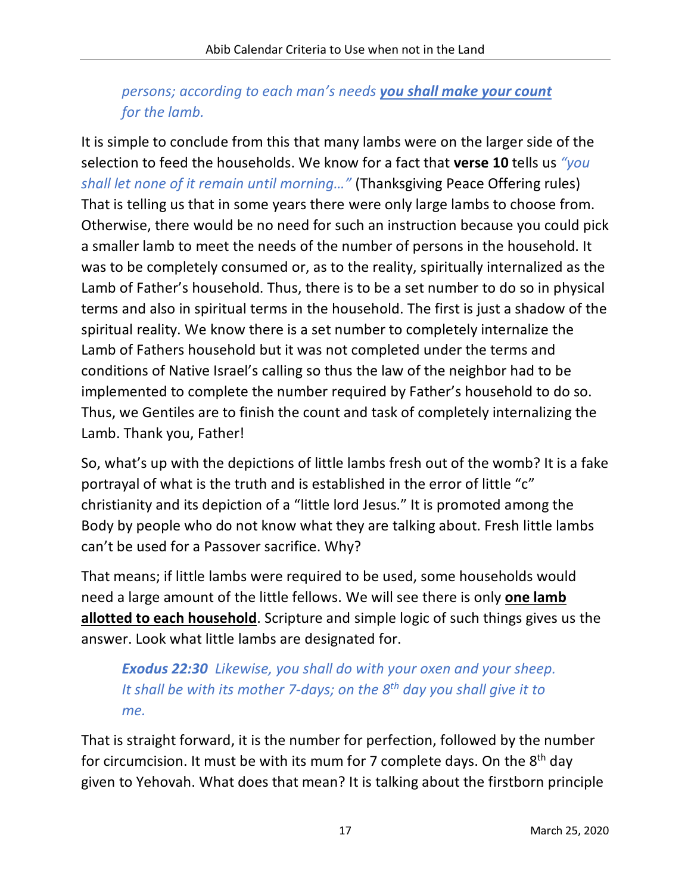*persons; according to each man's needs **you shall make your count** for the lamb.*

It is simple to conclude from this that many lambs were on the larger side of the selection to feed the households. We know for a fact that **verse 10** tells us *"you shall let none of it remain until morning…"* (Thanksgiving Peace Offering rules) That is telling us that in some years there were only large lambs to choose from. Otherwise, there would be no need for such an instruction because you could pick a smaller lamb to meet the needs of the number of persons in the household. It was to be completely consumed or, as to the reality, spiritually internalized as the Lamb of Father's household. Thus, there is to be a set number to do so in physical terms and also in spiritual terms in the household. The first is just a shadow of the spiritual reality. We know there is a set number to completely internalize the Lamb of Fathers household but it was not completed under the terms and conditions of Native Israel's calling so thus the law of the neighbor had to be implemented to complete the number required by Father's household to do so. Thus, we Gentiles are to finish the count and task of completely internalizing the Lamb. Thank you, Father!

So, what's up with the depictions of little lambs fresh out of the womb? It is a fake portrayal of what is the truth and is established in the error of little "c" christianity and its depiction of a "little lord Jesus." It is promoted among the Body by people who do not know what they are talking about. Fresh little lambs can't be used for a Passover sacrifice. Why?

That means; if little lambs were required to be used, some households would need a large amount of the little fellows. We will see there is only **one lamb allotted to each household**. Scripture and simple logic of such things gives us the answer. Look what little lambs are designated for.

> ***Exodus 22:30*** *Likewise, you shall do with your oxen and your sheep. It shall be with its mother 7-days; on the 8th day you shall give it to me.*

That is straight forward, it is the number for perfection, followed by the number for circumcision. It must be with its mum for 7 complete days. On the 8th day given to Yehovah. What does that mean? It is talking about the firstborn principle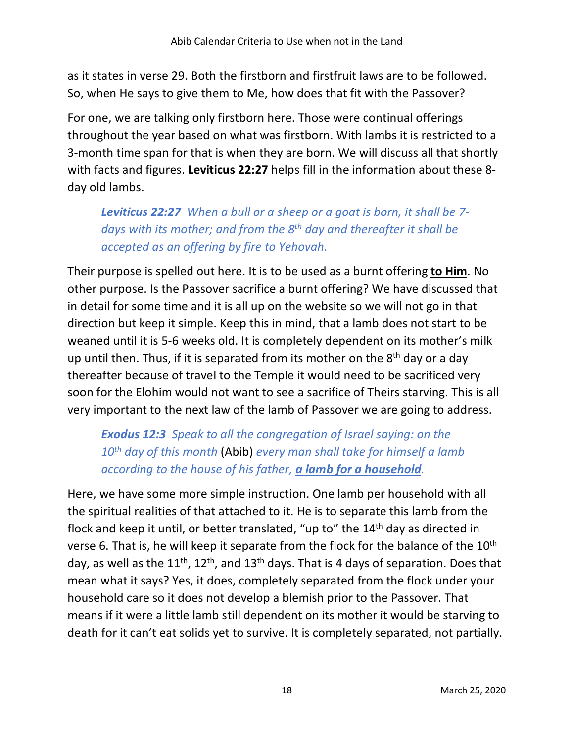as it states in verse 29. Both the firstborn and firstfruit laws are to be followed. So, when He says to give them to Me, how does that fit with the Passover?

For one, we are talking only firstborn here. Those were continual offerings throughout the year based on what was firstborn. With lambs it is restricted to a 3-month time span for that is when they are born. We will discuss all that shortly with facts and figures. **Leviticus 22:27** helps fill in the information about these 8-day old lambs.

> ***Leviticus 22:27*** *When a bull or a sheep or a goat is born, it shall be 7-days with its mother; and from the 8th day and thereafter it shall be accepted as an offering by fire to Yehovah.*

Their purpose is spelled out here. It is to be used as a burnt offering **to Him**. No other purpose. Is the Passover sacrifice a burnt offering? We have discussed that in detail for some time and it is all up on the website so we will not go in that direction but keep it simple. Keep this in mind, that a lamb does not start to be weaned until it is 5-6 weeks old. It is completely dependent on its mother's milk up until then. Thus, if it is separated from its mother on the 8th day or a day thereafter because of travel to the Temple it would need to be sacrificed very soon for the Elohim would not want to see a sacrifice of Theirs starving. This is all very important to the next law of the lamb of Passover we are going to address.

> ***Exodus 12:3*** *Speak to all the congregation of Israel saying: on the 10th day of this month* (Abib) *every man shall take for himself a lamb according to the house of his father,* ***a lamb for a household****.*

Here, we have some more simple instruction. One lamb per household with all the spiritual realities of that attached to it. He is to separate this lamb from the flock and keep it until, or better translated, "up to" the 14th day as directed in verse 6. That is, he will keep it separate from the flock for the balance of the 10th day, as well as the 11th, 12th, and 13th days. That is 4 days of separation. Does that mean what it says? Yes, it does, completely separated from the flock under your household care so it does not develop a blemish prior to the Passover. That means if it were a little lamb still dependent on its mother it would be starving to death for it can't eat solids yet to survive. It is completely separated, not partially.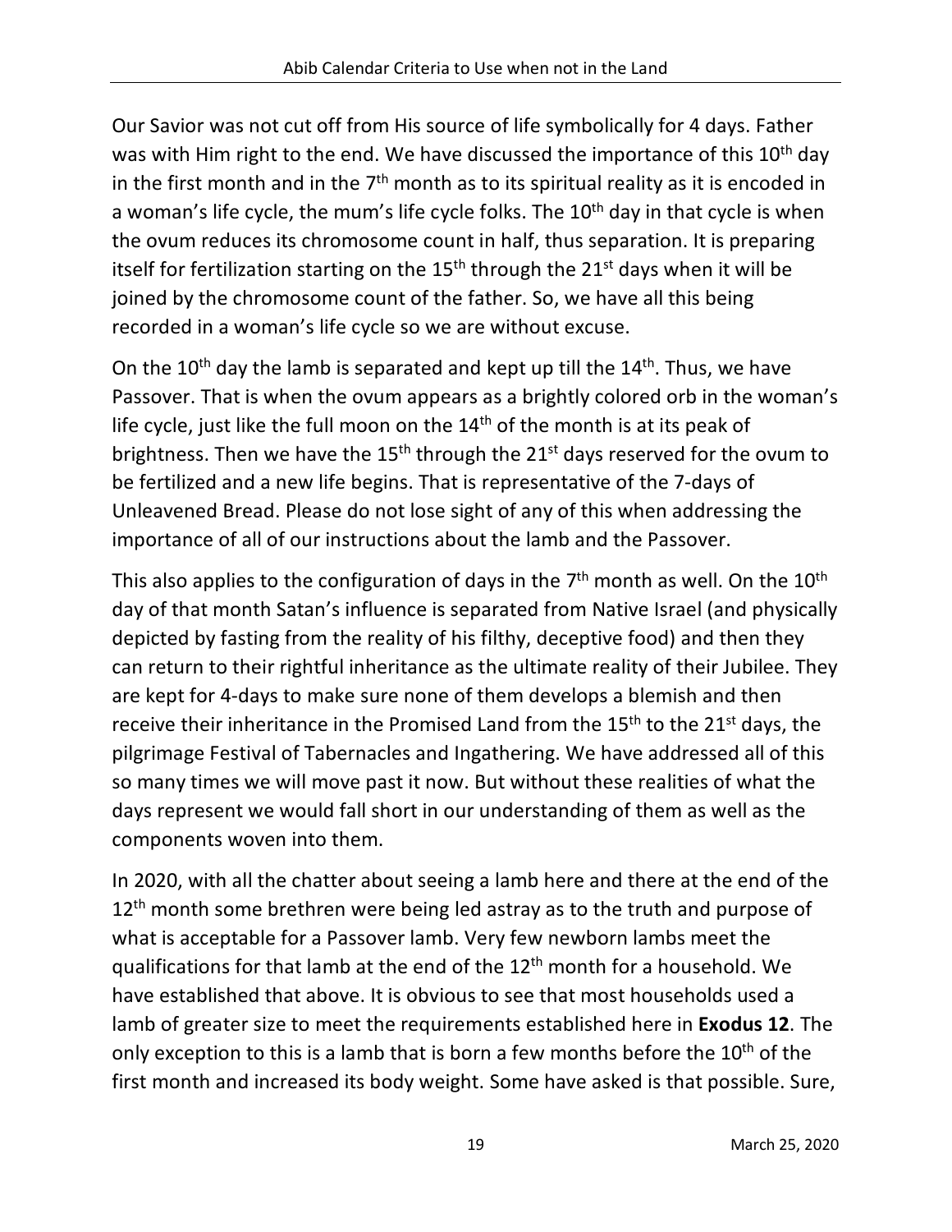Our Savior was not cut off from His source of life symbolically for 4 days. Father was with Him right to the end. We have discussed the importance of this 10th day in the first month and in the 7th month as to its spiritual reality as it is encoded in a woman's life cycle, the mum's life cycle folks. The 10th day in that cycle is when the ovum reduces its chromosome count in half, thus separation. It is preparing itself for fertilization starting on the 15th through the 21st days when it will be joined by the chromosome count of the father. So, we have all this being recorded in a woman's life cycle so we are without excuse.

On the 10th day the lamb is separated and kept up till the 14th. Thus, we have Passover. That is when the ovum appears as a brightly colored orb in the woman's life cycle, just like the full moon on the 14th of the month is at its peak of brightness. Then we have the 15th through the 21st days reserved for the ovum to be fertilized and a new life begins. That is representative of the 7-days of Unleavened Bread. Please do not lose sight of any of this when addressing the importance of all of our instructions about the lamb and the Passover.

This also applies to the configuration of days in the 7th month as well. On the 10th day of that month Satan's influence is separated from Native Israel (and physically depicted by fasting from the reality of his filthy, deceptive food) and then they can return to their rightful inheritance as the ultimate reality of their Jubilee. They are kept for 4-days to make sure none of them develops a blemish and then receive their inheritance in the Promised Land from the 15th to the 21st days, the pilgrimage Festival of Tabernacles and Ingathering. We have addressed all of this so many times we will move past it now. But without these realities of what the days represent we would fall short in our understanding of them as well as the components woven into them.

In 2020, with all the chatter about seeing a lamb here and there at the end of the 12th month some brethren were being led astray as to the truth and purpose of what is acceptable for a Passover lamb. Very few newborn lambs meet the qualifications for that lamb at the end of the 12th month for a household. We have established that above. It is obvious to see that most households used a lamb of greater size to meet the requirements established here in **Exodus 12**. The only exception to this is a lamb that is born a few months before the 10th of the first month and increased its body weight. Some have asked is that possible. Sure,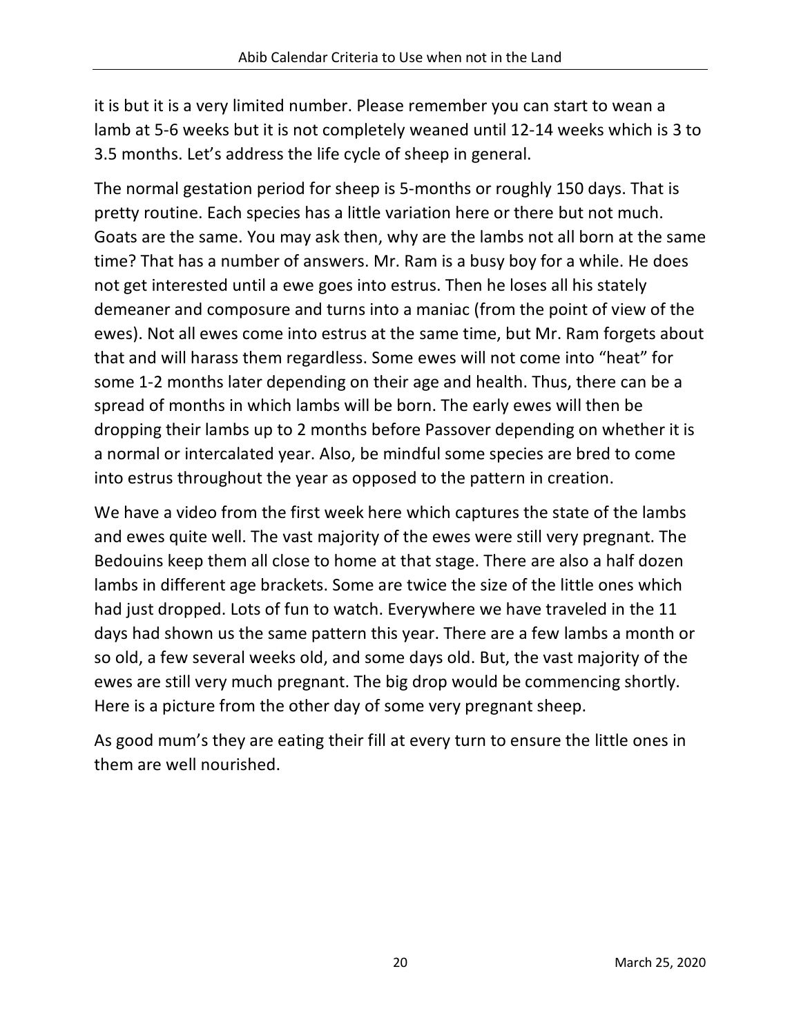it is but it is a very limited number. Please remember you can start to wean a lamb at 5-6 weeks but it is not completely weaned until 12-14 weeks which is 3 to 3.5 months. Let's address the life cycle of sheep in general.

The normal gestation period for sheep is 5-months or roughly 150 days. That is pretty routine. Each species has a little variation here or there but not much. Goats are the same. You may ask then, why are the lambs not all born at the same time? That has a number of answers. Mr. Ram is a busy boy for a while. He does not get interested until a ewe goes into estrus. Then he loses all his stately demeaner and composure and turns into a maniac (from the point of view of the ewes). Not all ewes come into estrus at the same time, but Mr. Ram forgets about that and will harass them regardless. Some ewes will not come into "heat" for some 1-2 months later depending on their age and health. Thus, there can be a spread of months in which lambs will be born. The early ewes will then be dropping their lambs up to 2 months before Passover depending on whether it is a normal or intercalated year. Also, be mindful some species are bred to come into estrus throughout the year as opposed to the pattern in creation.

We have a video from the first week here which captures the state of the lambs and ewes quite well. The vast majority of the ewes were still very pregnant. The Bedouins keep them all close to home at that stage. There are also a half dozen lambs in different age brackets. Some are twice the size of the little ones which had just dropped. Lots of fun to watch. Everywhere we have traveled in the 11 days had shown us the same pattern this year. There are a few lambs a month or so old, a few several weeks old, and some days old. But, the vast majority of the ewes are still very much pregnant. The big drop would be commencing shortly. Here is a picture from the other day of some very pregnant sheep.

As good mum's they are eating their fill at every turn to ensure the little ones in them are well nourished.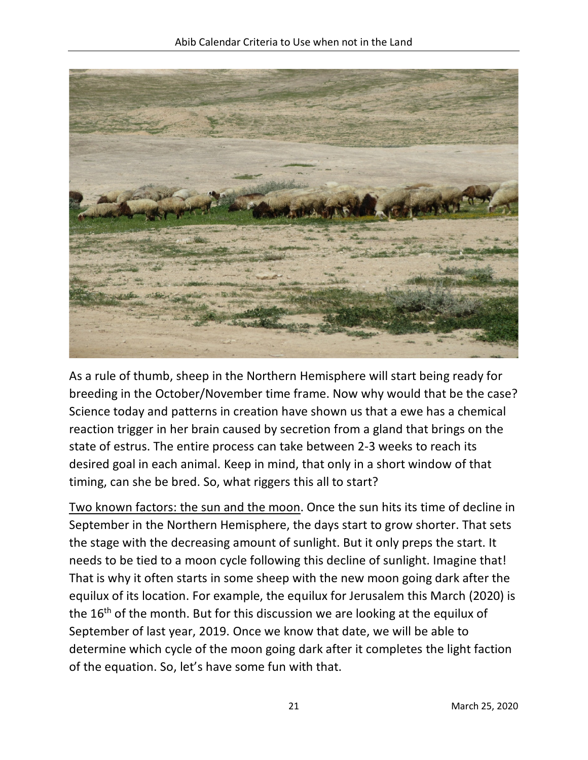As a rule of thumb, sheep in the Northern Hemisphere will start being ready for breeding in the October/November time frame. Now why would that be the case? Science today and patterns in creation have shown us that a ewe has a chemical reaction trigger in her brain caused by secretion from a gland that brings on the state of estrus. The entire process can take between 2-3 weeks to reach its desired goal in each animal. Keep in mind, that only in a short window of that timing, can she be bred. So, what riggers this all to start?

<u>Two known factors: the sun and the moon</u>. Once the sun hits its time of decline in September in the Northern Hemisphere, the days start to grow shorter. That sets the stage with the decreasing amount of sunlight. But it only preps the start. It needs to be tied to a moon cycle following this decline of sunlight. Imagine that! That is why it often starts in some sheep with the new moon going dark after the equilux of its location. For example, the equilux for Jerusalem this March (2020) is the 16th of the month. But for this discussion we are looking at the equilux of September of last year, 2019. Once we know that date, we will be able to determine which cycle of the moon going dark after it completes the light faction of the equation. So, let's have some fun with that.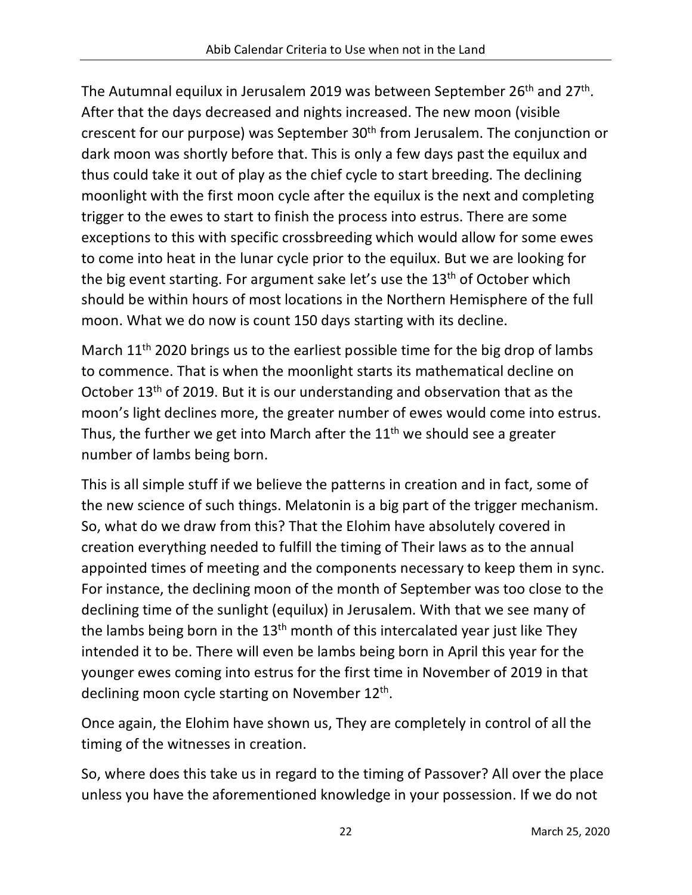The Autumnal equilux in Jerusalem 2019 was between September 26th and 27th. After that the days decreased and nights increased. The new moon (visible crescent for our purpose) was September 30th from Jerusalem. The conjunction or dark moon was shortly before that. This is only a few days past the equilux and thus could take it out of play as the chief cycle to start breeding. The declining moonlight with the first moon cycle after the equilux is the next and completing trigger to the ewes to start to finish the process into estrus. There are some exceptions to this with specific crossbreeding which would allow for some ewes to come into heat in the lunar cycle prior to the equilux. But we are looking for the big event starting. For argument sake let's use the 13th of October which should be within hours of most locations in the Northern Hemisphere of the full moon. What we do now is count 150 days starting with its decline.

March 11th 2020 brings us to the earliest possible time for the big drop of lambs to commence. That is when the moonlight starts its mathematical decline on October 13th of 2019. But it is our understanding and observation that as the moon's light declines more, the greater number of ewes would come into estrus. Thus, the further we get into March after the 11th we should see a greater number of lambs being born.

This is all simple stuff if we believe the patterns in creation and in fact, some of the new science of such things. Melatonin is a big part of the trigger mechanism. So, what do we draw from this? That the Elohim have absolutely covered in creation everything needed to fulfill the timing of Their laws as to the annual appointed times of meeting and the components necessary to keep them in sync. For instance, the declining moon of the month of September was too close to the declining time of the sunlight (equilux) in Jerusalem. With that we see many of the lambs being born in the 13th month of this intercalated year just like They intended it to be. There will even be lambs being born in April this year for the younger ewes coming into estrus for the first time in November of 2019 in that declining moon cycle starting on November 12th.

Once again, the Elohim have shown us, They are completely in control of all the timing of the witnesses in creation.

So, where does this take us in regard to the timing of Passover? All over the place unless you have the aforementioned knowledge in your possession. If we do not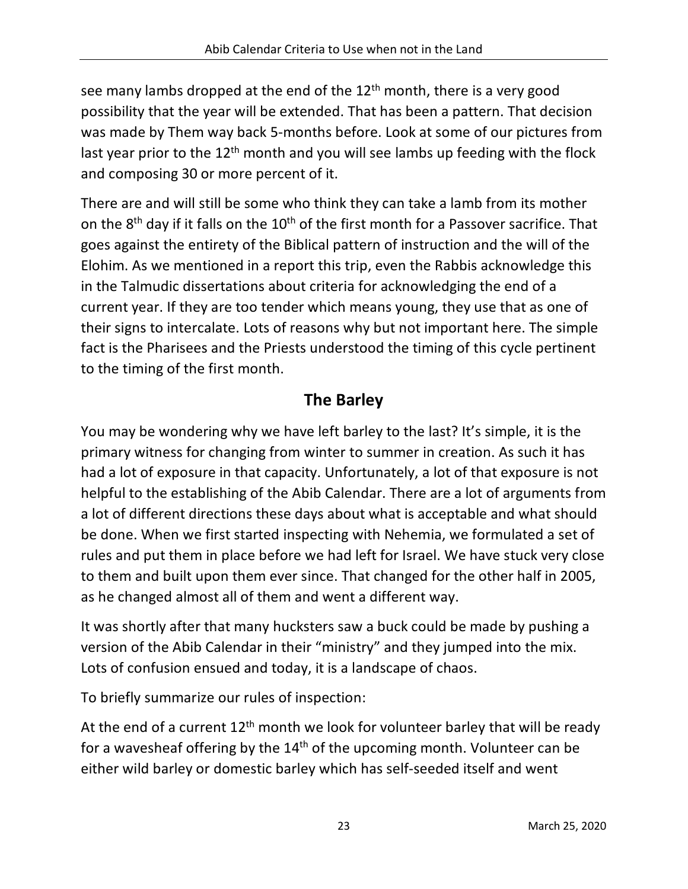see many lambs dropped at the end of the 12th month, there is a very good possibility that the year will be extended. That has been a pattern. That decision was made by Them way back 5-months before. Look at some of our pictures from last year prior to the 12th month and you will see lambs up feeding with the flock and composing 30 or more percent of it.

There are and will still be some who think they can take a lamb from its mother on the 8th day if it falls on the 10th of the first month for a Passover sacrifice. That goes against the entirety of the Biblical pattern of instruction and the will of the Elohim. As we mentioned in a report this trip, even the Rabbis acknowledge this in the Talmudic dissertations about criteria for acknowledging the end of a current year. If they are too tender which means young, they use that as one of their signs to intercalate. Lots of reasons why but not important here. The simple fact is the Pharisees and the Priests understood the timing of this cycle pertinent to the timing of the first month.

## The Barley

You may be wondering why we have left barley to the last? It's simple, it is the primary witness for changing from winter to summer in creation. As such it has had a lot of exposure in that capacity. Unfortunately, a lot of that exposure is not helpful to the establishing of the Abib Calendar. There are a lot of arguments from a lot of different directions these days about what is acceptable and what should be done. When we first started inspecting with Nehemia, we formulated a set of rules and put them in place before we had left for Israel. We have stuck very close to them and built upon them ever since. That changed for the other half in 2005, as he changed almost all of them and went a different way.

It was shortly after that many hucksters saw a buck could be made by pushing a version of the Abib Calendar in their "ministry" and they jumped into the mix. Lots of confusion ensued and today, it is a landscape of chaos.

To briefly summarize our rules of inspection:

At the end of a current 12th month we look for volunteer barley that will be ready for a wavesheaf offering by the 14th of the upcoming month. Volunteer can be either wild barley or domestic barley which has self-seeded itself and went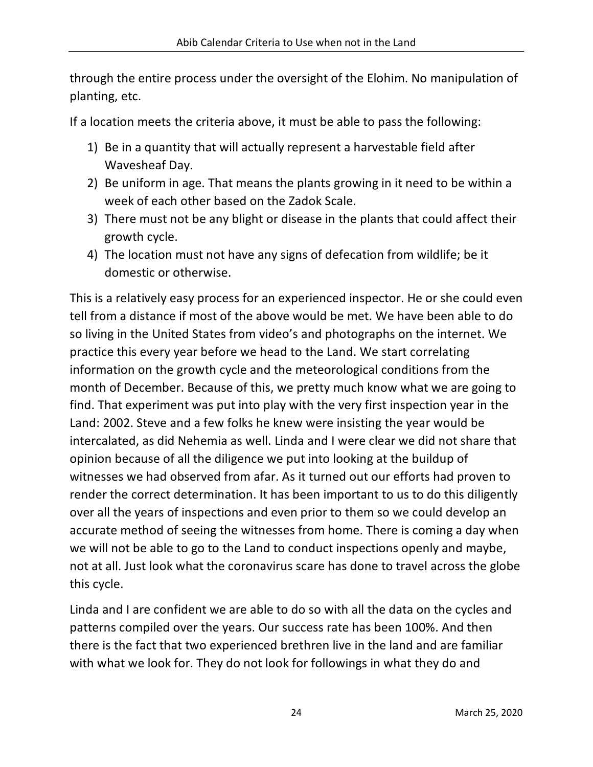through the entire process under the oversight of the Elohim. No manipulation of planting, etc.

If a location meets the criteria above, it must be able to pass the following:

1) Be in a quantity that will actually represent a harvestable field after Wavesheaf Day.
2) Be uniform in age. That means the plants growing in it need to be within a week of each other based on the Zadok Scale.
3) There must not be any blight or disease in the plants that could affect their growth cycle.
4) The location must not have any signs of defecation from wildlife; be it domestic or otherwise.

This is a relatively easy process for an experienced inspector. He or she could even tell from a distance if most of the above would be met. We have been able to do so living in the United States from video's and photographs on the internet. We practice this every year before we head to the Land. We start correlating information on the growth cycle and the meteorological conditions from the month of December. Because of this, we pretty much know what we are going to find. That experiment was put into play with the very first inspection year in the Land: 2002. Steve and a few folks he knew were insisting the year would be intercalated, as did Nehemia as well. Linda and I were clear we did not share that opinion because of all the diligence we put into looking at the buildup of witnesses we had observed from afar. As it turned out our efforts had proven to render the correct determination. It has been important to us to do this diligently over all the years of inspections and even prior to them so we could develop an accurate method of seeing the witnesses from home. There is coming a day when we will not be able to go to the Land to conduct inspections openly and maybe, not at all. Just look what the coronavirus scare has done to travel across the globe this cycle.

Linda and I are confident we are able to do so with all the data on the cycles and patterns compiled over the years. Our success rate has been 100%. And then there is the fact that two experienced brethren live in the land and are familiar with what we look for. They do not look for followings in what they do and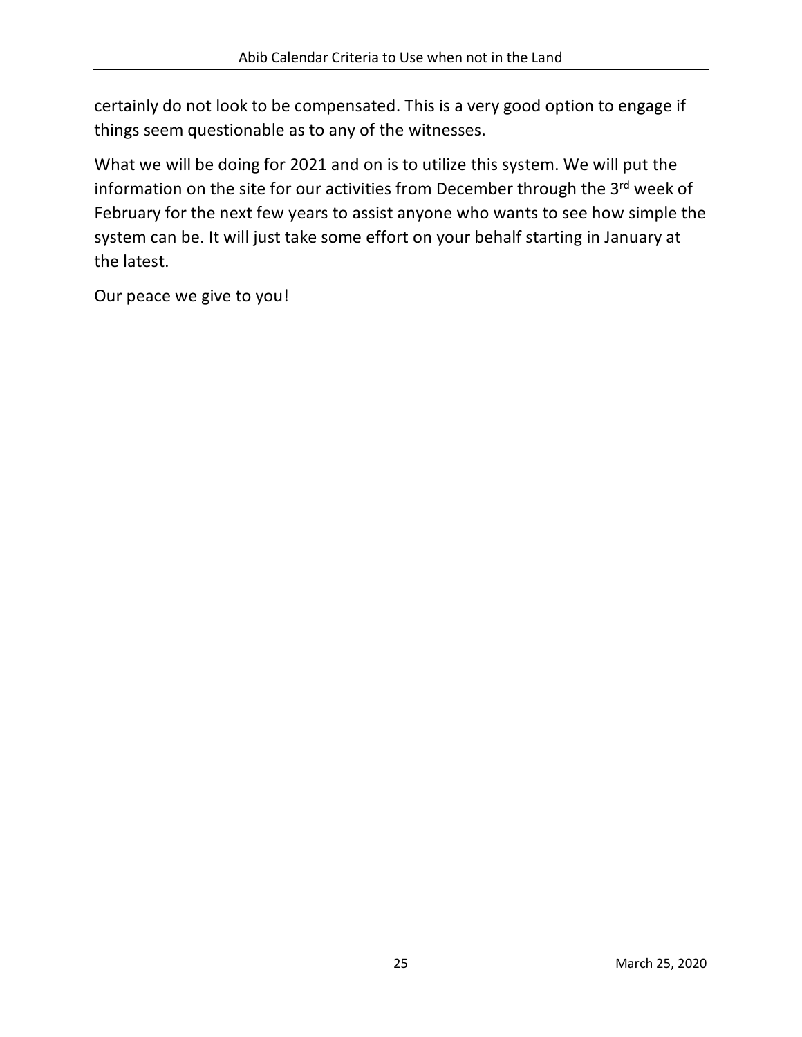certainly do not look to be compensated. This is a very good option to engage if things seem questionable as to any of the witnesses.

What we will be doing for 2021 and on is to utilize this system. We will put the information on the site for our activities from December through the 3rd week of February for the next few years to assist anyone who wants to see how simple the system can be. It will just take some effort on your behalf starting in January at the latest.

Our peace we give to you!